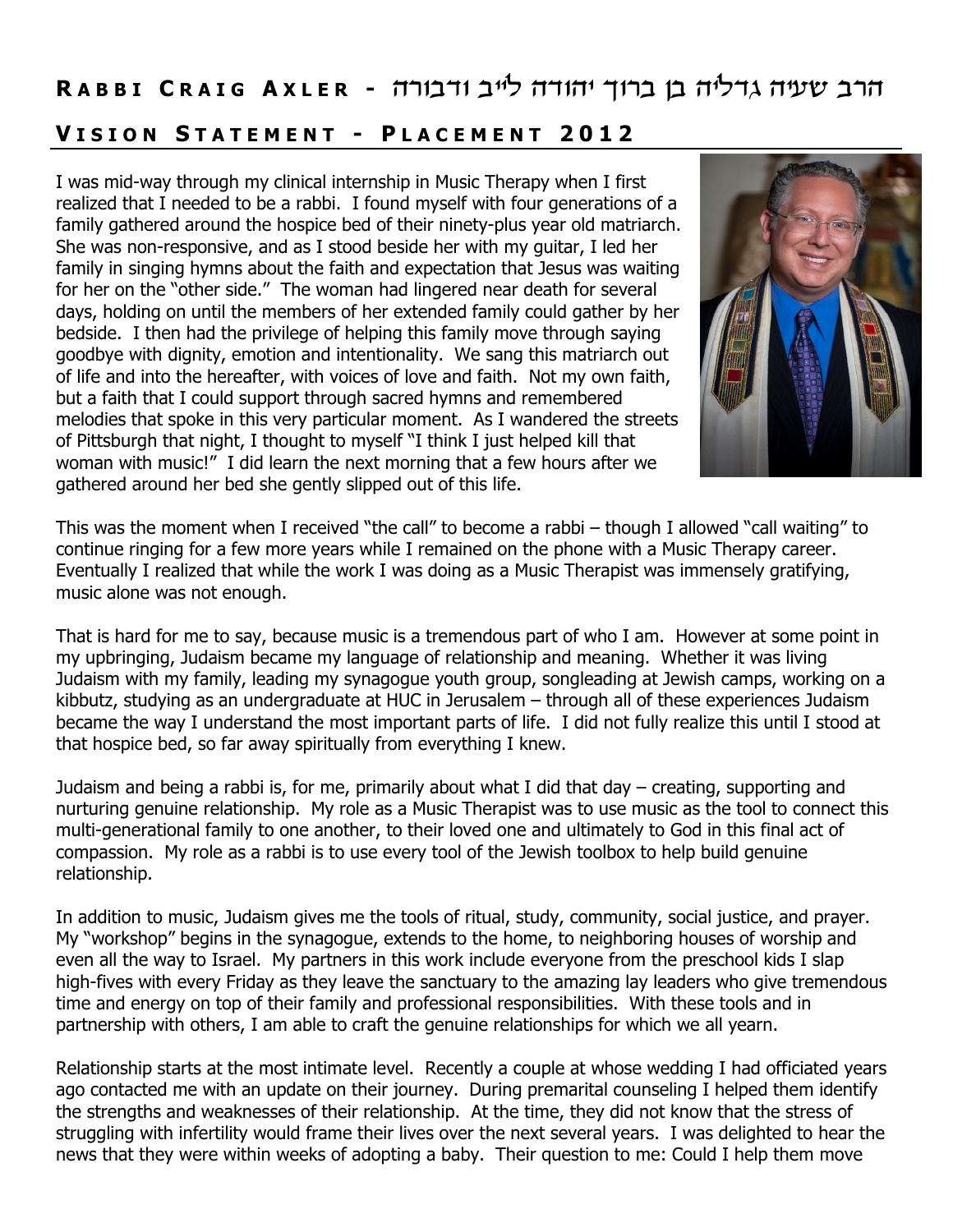# Rabbi Craig Axler - הרב שעיה גדליה בן ברוך יהודה לייב ודבורה

## Vision Statement - Placement 2012

I was mid-way through my clinical internship in Music Therapy when I first realized that I needed to be a rabbi. I found myself with four generations of a family gathered around the hospice bed of their ninety-plus year old matriarch. She was non-responsive, and as I stood beside her with my guitar, I led her family in singing hymns about the faith and expectation that Jesus was waiting for her on the "other side." The woman had lingered near death for several days, holding on until the members of her extended family could gather by her bedside. I then had the privilege of helping this family move through saying goodbye with dignity, emotion and intentionality. We sang this matriarch out of life and into the hereafter, with voices of love and faith. Not my own faith, but a faith that I could support through sacred hymns and remembered melodies that spoke in this very particular moment. As I wandered the streets of Pittsburgh that night, I thought to myself "I think I just helped kill that woman with music!" I did learn the next morning that a few hours after we gathered around her bed she gently slipped out of this life.

This was the moment when I received "the call" to become a rabbi – though I allowed "call waiting" to continue ringing for a few more years while I remained on the phone with a Music Therapy career. Eventually I realized that while the work I was doing as a Music Therapist was immensely gratifying, music alone was not enough.

That is hard for me to say, because music is a tremendous part of who I am. However at some point in my upbringing, Judaism became my language of relationship and meaning. Whether it was living Judaism with my family, leading my synagogue youth group, songleading at Jewish camps, working on a kibbutz, studying as an undergraduate at HUC in Jerusalem – through all of these experiences Judaism became the way I understand the most important parts of life. I did not fully realize this until I stood at that hospice bed, so far away spiritually from everything I knew.

Judaism and being a rabbi is, for me, primarily about what I did that day – creating, supporting and nurturing genuine relationship. My role as a Music Therapist was to use music as the tool to connect this multi-generational family to one another, to their loved one and ultimately to God in this final act of compassion. My role as a rabbi is to use every tool of the Jewish toolbox to help build genuine relationship.

In addition to music, Judaism gives me the tools of ritual, study, community, social justice, and prayer. My "workshop" begins in the synagogue, extends to the home, to neighboring houses of worship and even all the way to Israel. My partners in this work include everyone from the preschool kids I slap high-fives with every Friday as they leave the sanctuary to the amazing lay leaders who give tremendous time and energy on top of their family and professional responsibilities. With these tools and in partnership with others, I am able to craft the genuine relationships for which we all yearn.

Relationship starts at the most intimate level. Recently a couple at whose wedding I had officiated years ago contacted me with an update on their journey. During premarital counseling I helped them identify the strengths and weaknesses of their relationship. At the time, they did not know that the stress of struggling with infertility would frame their lives over the next several years. I was delighted to hear the news that they were within weeks of adopting a baby. Their question to me: Could I help them move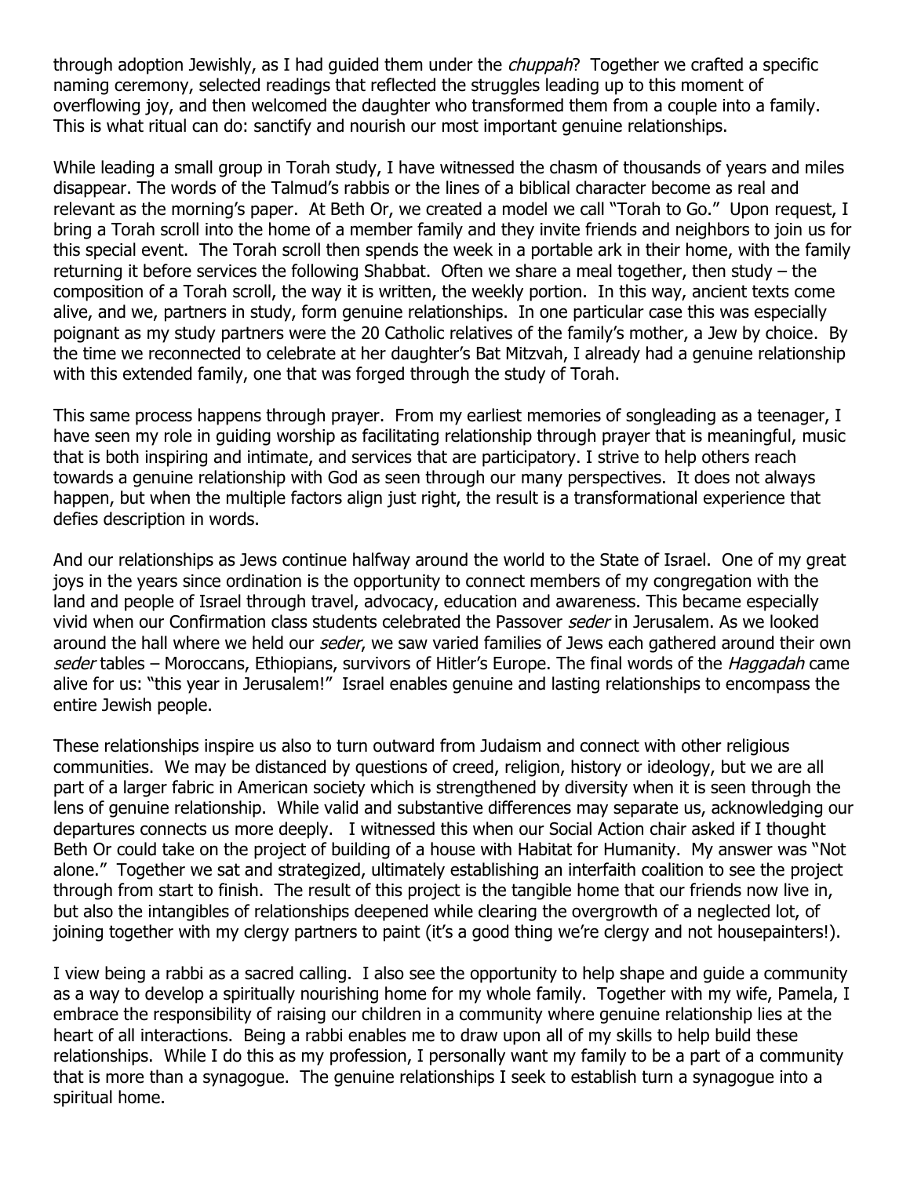through adoption Jewishly, as I had guided them under the *chuppah*? Together we crafted a specific naming ceremony, selected readings that reflected the struggles leading up to this moment of overflowing joy, and then welcomed the daughter who transformed them from a couple into a family. This is what ritual can do: sanctify and nourish our most important genuine relationships.

While leading a small group in Torah study, I have witnessed the chasm of thousands of years and miles disappear. The words of the Talmud's rabbis or the lines of a biblical character become as real and relevant as the morning's paper. At Beth Or, we created a model we call "Torah to Go." Upon request, I bring a Torah scroll into the home of a member family and they invite friends and neighbors to join us for this special event. The Torah scroll then spends the week in a portable ark in their home, with the family returning it before services the following Shabbat. Often we share a meal together, then study – the composition of a Torah scroll, the way it is written, the weekly portion. In this way, ancient texts come alive, and we, partners in study, form genuine relationships. In one particular case this was especially poignant as my study partners were the 20 Catholic relatives of the family's mother, a Jew by choice. By the time we reconnected to celebrate at her daughter's Bat Mitzvah, I already had a genuine relationship with this extended family, one that was forged through the study of Torah.

This same process happens through prayer. From my earliest memories of songleading as a teenager, I have seen my role in guiding worship as facilitating relationship through prayer that is meaningful, music that is both inspiring and intimate, and services that are participatory. I strive to help others reach towards a genuine relationship with God as seen through our many perspectives. It does not always happen, but when the multiple factors align just right, the result is a transformational experience that defies description in words.

And our relationships as Jews continue halfway around the world to the State of Israel. One of my great joys in the years since ordination is the opportunity to connect members of my congregation with the land and people of Israel through travel, advocacy, education and awareness. This became especially vivid when our Confirmation class students celebrated the Passover *seder* in Jerusalem. As we looked around the hall where we held our *seder*, we saw varied families of Jews each gathered around their own *seder* tables – Moroccans, Ethiopians, survivors of Hitler's Europe. The final words of the *Haggadah* came alive for us: "this year in Jerusalem!" Israel enables genuine and lasting relationships to encompass the entire Jewish people.

These relationships inspire us also to turn outward from Judaism and connect with other religious communities. We may be distanced by questions of creed, religion, history or ideology, but we are all part of a larger fabric in American society which is strengthened by diversity when it is seen through the lens of genuine relationship. While valid and substantive differences may separate us, acknowledging our departures connects us more deeply. I witnessed this when our Social Action chair asked if I thought Beth Or could take on the project of building of a house with Habitat for Humanity. My answer was "Not alone." Together we sat and strategized, ultimately establishing an interfaith coalition to see the project through from start to finish. The result of this project is the tangible home that our friends now live in, but also the intangibles of relationships deepened while clearing the overgrowth of a neglected lot, of joining together with my clergy partners to paint (it's a good thing we're clergy and not housepainters!).

I view being a rabbi as a sacred calling. I also see the opportunity to help shape and guide a community as a way to develop a spiritually nourishing home for my whole family. Together with my wife, Pamela, I embrace the responsibility of raising our children in a community where genuine relationship lies at the heart of all interactions. Being a rabbi enables me to draw upon all of my skills to help build these relationships. While I do this as my profession, I personally want my family to be a part of a community that is more than a synagogue. The genuine relationships I seek to establish turn a synagogue into a spiritual home.